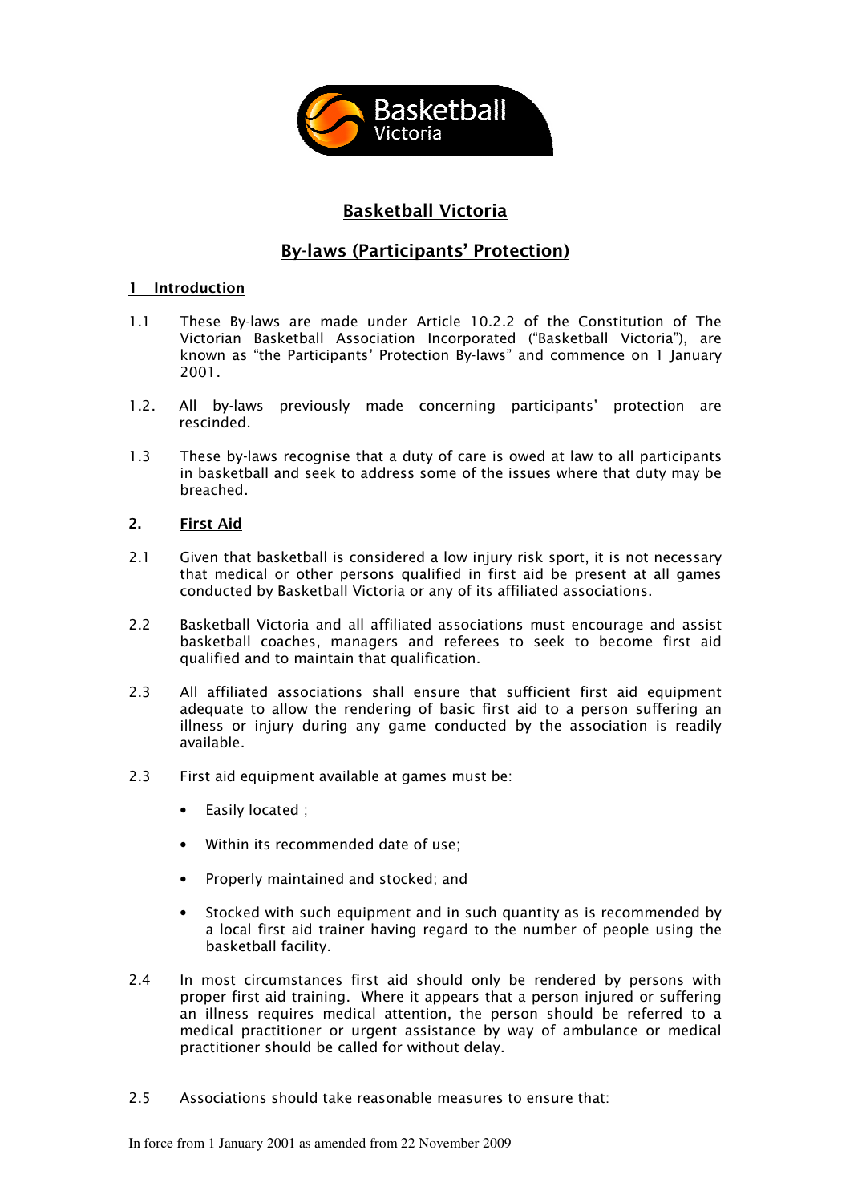# Basketball Victoria

## By-laws (Participants' Protection)

### 1 Introduction

1.1 These By-laws are made under Article 10.2.2 of the Constitution of The Victorian Basketball Association Incorporated ("Basketball Victoria"), are known as "the Participants' Protection By-laws" and commence on 1 January 2001.

1.2. All by-laws previously made concerning participants' protection are rescinded.

1.3 These by-laws recognise that a duty of care is owed at law to all participants in basketball and seek to address some of the issues where that duty may be breached.

### 2. First Aid

2.1 Given that basketball is considered a low injury risk sport, it is not necessary that medical or other persons qualified in first aid be present at all games conducted by Basketball Victoria or any of its affiliated associations.

2.2 Basketball Victoria and all affiliated associations must encourage and assist basketball coaches, managers and referees to seek to become first aid qualified and to maintain that qualification.

2.3 All affiliated associations shall ensure that sufficient first aid equipment adequate to allow the rendering of basic first aid to a person suffering an illness or injury during any game conducted by the association is readily available.

2.3 First aid equipment available at games must be:

- Easily located ;
- Within its recommended date of use;
- Properly maintained and stocked; and
- Stocked with such equipment and in such quantity as is recommended by a local first aid trainer having regard to the number of people using the basketball facility.

2.4 In most circumstances first aid should only be rendered by persons with proper first aid training. Where it appears that a person injured or suffering an illness requires medical attention, the person should be referred to a medical practitioner or urgent assistance by way of ambulance or medical practitioner should be called for without delay.

2.5 Associations should take reasonable measures to ensure that: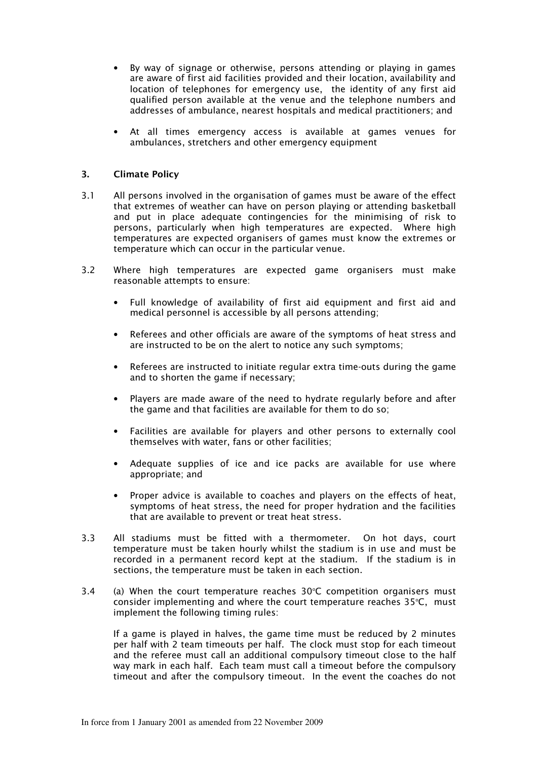- By way of signage or otherwise, persons attending or playing in games are aware of first aid facilities provided and their location, availability and location of telephones for emergency use, the identity of any first aid qualified person available at the venue and the telephone numbers and addresses of ambulance, nearest hospitals and medical practitioners; and

- At all times emergency access is available at games venues for ambulances, stretchers and other emergency equipment

## 3. Climate Policy

3.1 All persons involved in the organisation of games must be aware of the effect that extremes of weather can have on person playing or attending basketball and put in place adequate contingencies for the minimising of risk to persons, particularly when high temperatures are expected. Where high temperatures are expected organisers of games must know the extremes or temperature which can occur in the particular venue.

3.2 Where high temperatures are expected game organisers must make reasonable attempts to ensure:

- Full knowledge of availability of first aid equipment and first aid and medical personnel is accessible by all persons attending;

- Referees and other officials are aware of the symptoms of heat stress and are instructed to be on the alert to notice any such symptoms;

- Referees are instructed to initiate regular extra time-outs during the game and to shorten the game if necessary;

- Players are made aware of the need to hydrate regularly before and after the game and that facilities are available for them to do so;

- Facilities are available for players and other persons to externally cool themselves with water, fans or other facilities;

- Adequate supplies of ice and ice packs are available for use where appropriate; and

- Proper advice is available to coaches and players on the effects of heat, symptoms of heat stress, the need for proper hydration and the facilities that are available to prevent or treat heat stress.

3.3 All stadiums must be fitted with a thermometer. On hot days, court temperature must be taken hourly whilst the stadium is in use and must be recorded in a permanent record kept at the stadium. If the stadium is in sections, the temperature must be taken in each section.

3.4 (a) When the court temperature reaches 30°C competition organisers must consider implementing and where the court temperature reaches 35°C, must implement the following timing rules:

If a game is played in halves, the game time must be reduced by 2 minutes per half with 2 team timeouts per half. The clock must stop for each timeout and the referee must call an additional compulsory timeout close to the half way mark in each half. Each team must call a timeout before the compulsory timeout and after the compulsory timeout. In the event the coaches do not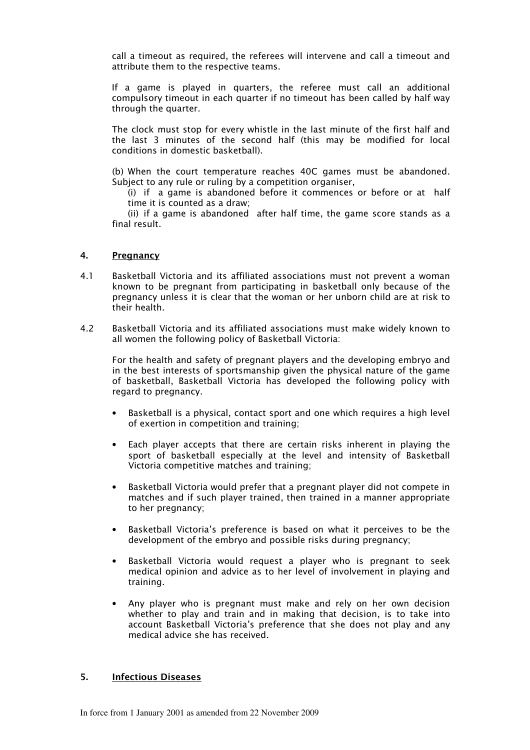call a timeout as required, the referees will intervene and call a timeout and attribute them to the respective teams.

If a game is played in quarters, the referee must call an additional compulsory timeout in each quarter if no timeout has been called by half way through the quarter.

The clock must stop for every whistle in the last minute of the first half and the last 3 minutes of the second half (this may be modified for local conditions in domestic basketball).

(b) When the court temperature reaches 40C games must be abandoned. Subject to any rule or ruling by a competition organiser,

(i) if a game is abandoned before it commences or before or at half time it is counted as a draw;

(ii) if a game is abandoned after half time, the game score stands as a final result.

## 4. Pregnancy

4.1 Basketball Victoria and its affiliated associations must not prevent a woman known to be pregnant from participating in basketball only because of the pregnancy unless it is clear that the woman or her unborn child are at risk to their health.

4.2 Basketball Victoria and its affiliated associations must make widely known to all women the following policy of Basketball Victoria:

For the health and safety of pregnant players and the developing embryo and in the best interests of sportsmanship given the physical nature of the game of basketball, Basketball Victoria has developed the following policy with regard to pregnancy.

- Basketball is a physical, contact sport and one which requires a high level of exertion in competition and training;
- Each player accepts that there are certain risks inherent in playing the sport of basketball especially at the level and intensity of Basketball Victoria competitive matches and training;
- Basketball Victoria would prefer that a pregnant player did not compete in matches and if such player trained, then trained in a manner appropriate to her pregnancy;
- Basketball Victoria's preference is based on what it perceives to be the development of the embryo and possible risks during pregnancy;
- Basketball Victoria would request a player who is pregnant to seek medical opinion and advice as to her level of involvement in playing and training.
- Any player who is pregnant must make and rely on her own decision whether to play and train and in making that decision, is to take into account Basketball Victoria's preference that she does not play and any medical advice she has received.

## 5. Infectious Diseases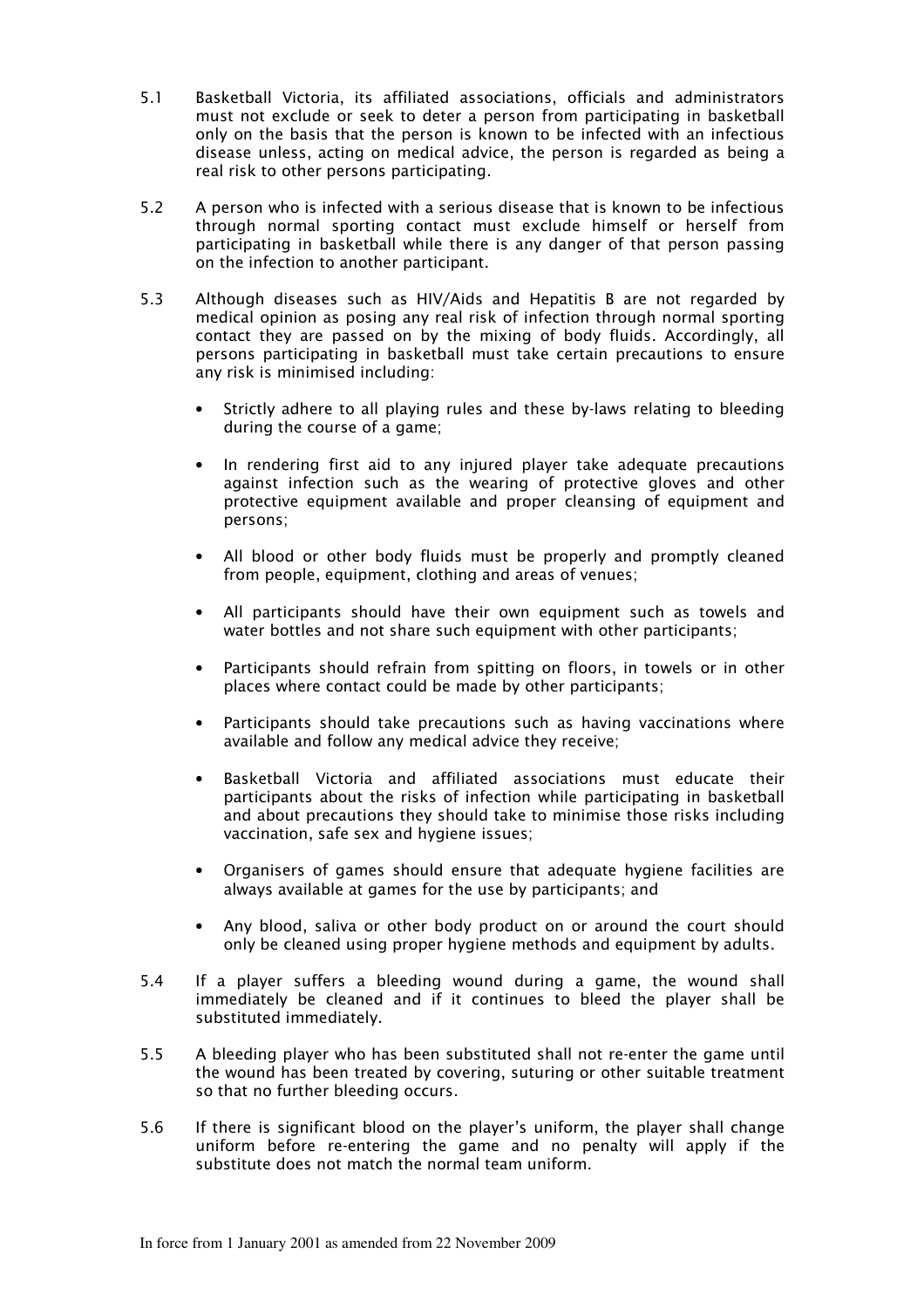5.1 Basketball Victoria, its affiliated associations, officials and administrators must not exclude or seek to deter a person from participating in basketball only on the basis that the person is known to be infected with an infectious disease unless, acting on medical advice, the person is regarded as being a real risk to other persons participating.

5.2 A person who is infected with a serious disease that is known to be infectious through normal sporting contact must exclude himself or herself from participating in basketball while there is any danger of that person passing on the infection to another participant.

5.3 Although diseases such as HIV/Aids and Hepatitis B are not regarded by medical opinion as posing any real risk of infection through normal sporting contact they are passed on by the mixing of body fluids. Accordingly, all persons participating in basketball must take certain precautions to ensure any risk is minimised including:

- Strictly adhere to all playing rules and these by-laws relating to bleeding during the course of a game;
- In rendering first aid to any injured player take adequate precautions against infection such as the wearing of protective gloves and other protective equipment available and proper cleansing of equipment and persons;
- All blood or other body fluids must be properly and promptly cleaned from people, equipment, clothing and areas of venues;
- All participants should have their own equipment such as towels and water bottles and not share such equipment with other participants;
- Participants should refrain from spitting on floors, in towels or in other places where contact could be made by other participants;
- Participants should take precautions such as having vaccinations where available and follow any medical advice they receive;
- Basketball Victoria and affiliated associations must educate their participants about the risks of infection while participating in basketball and about precautions they should take to minimise those risks including vaccination, safe sex and hygiene issues;
- Organisers of games should ensure that adequate hygiene facilities are always available at games for the use by participants; and
- Any blood, saliva or other body product on or around the court should only be cleaned using proper hygiene methods and equipment by adults.

5.4 If a player suffers a bleeding wound during a game, the wound shall immediately be cleaned and if it continues to bleed the player shall be substituted immediately.

5.5 A bleeding player who has been substituted shall not re-enter the game until the wound has been treated by covering, suturing or other suitable treatment so that no further bleeding occurs.

5.6 If there is significant blood on the player's uniform, the player shall change uniform before re-entering the game and no penalty will apply if the substitute does not match the normal team uniform.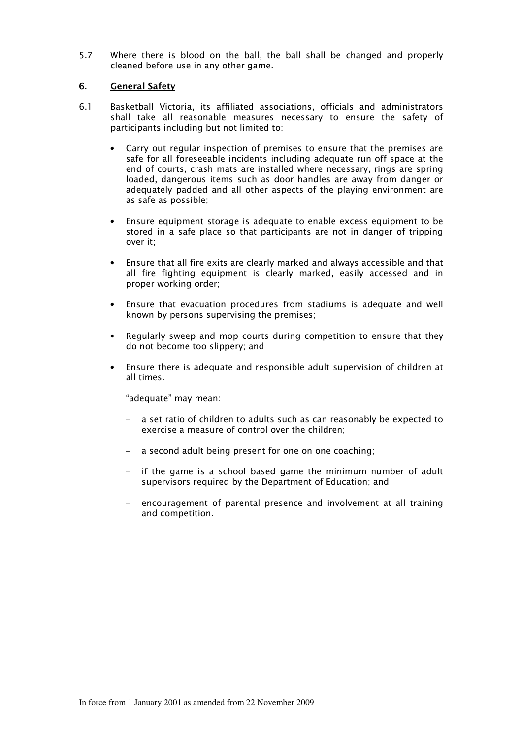5.7 Where there is blood on the ball, the ball shall be changed and properly cleaned before use in any other game.

## 6. General Safety

6.1 Basketball Victoria, its affiliated associations, officials and administrators shall take all reasonable measures necessary to ensure the safety of participants including but not limited to:

- Carry out regular inspection of premises to ensure that the premises are safe for all foreseeable incidents including adequate run off space at the end of courts, crash mats are installed where necessary, rings are spring loaded, dangerous items such as door handles are away from danger or adequately padded and all other aspects of the playing environment are as safe as possible;
- Ensure equipment storage is adequate to enable excess equipment to be stored in a safe place so that participants are not in danger of tripping over it;
- Ensure that all fire exits are clearly marked and always accessible and that all fire fighting equipment is clearly marked, easily accessed and in proper working order;
- Ensure that evacuation procedures from stadiums is adequate and well known by persons supervising the premises;
- Regularly sweep and mop courts during competition to ensure that they do not become too slippery; and
- Ensure there is adequate and responsible adult supervision of children at all times.

  "adequate" may mean:

  - a set ratio of children to adults such as can reasonably be expected to exercise a measure of control over the children;
  - a second adult being present for one on one coaching;
  - if the game is a school based game the minimum number of adult supervisors required by the Department of Education; and
  - encouragement of parental presence and involvement at all training and competition.

In force from 1 January 2001 as amended from 22 November 2009